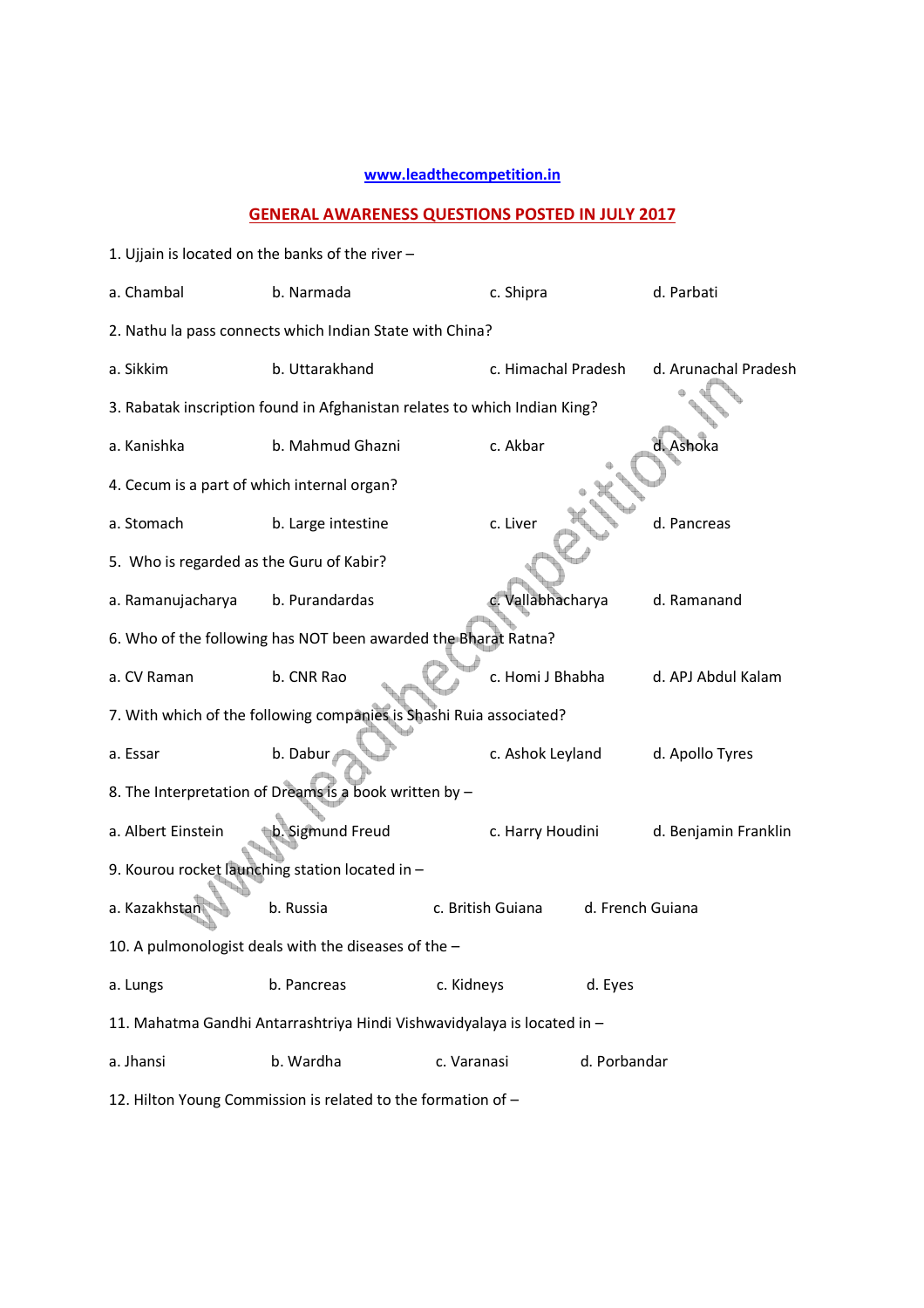www.leadthecompetition.in

## GENERAL AWARENESS QUESTIONS POSTED IN JULY 2017

1. Ujjain is located on the banks of the river –

a. Chambal  b. Narmada  c. Shipra  d. Parbati

2. Nathu la pass connects which Indian State with China?

a. Sikkim  b. Uttarakhand  c. Himachal Pradesh  d. Arunachal Pradesh

3. Rabatak inscription found in Afghanistan relates to which Indian King?

a. Kanishka  b. Mahmud Ghazni  c. Akbar  d. Ashoka

4. Cecum is a part of which internal organ?

a. Stomach  b. Large intestine  c. Liver  d. Pancreas

5. Who is regarded as the Guru of Kabir?

a. Ramanujacharya  b. Purandardas  c. Vallabhacharya  d. Ramanand

6. Who of the following has NOT been awarded the Bharat Ratna?

a. CV Raman  b. CNR Rao  c. Homi J Bhabha  d. APJ Abdul Kalam

7. With which of the following companies is Shashi Ruia associated?

a. Essar  b. Dabur  c. Ashok Leyland  d. Apollo Tyres

8. The Interpretation of Dreams is a book written by –

a. Albert Einstein  b. Sigmund Freud  c. Harry Houdini  d. Benjamin Franklin

9. Kourou rocket launching station located in –

a. Kazakhstan  b. Russia  c. British Guiana  d. French Guiana

10. A pulmonologist deals with the diseases of the –

a. Lungs  b. Pancreas  c. Kidneys  d. Eyes

11. Mahatma Gandhi Antarrashtriya Hindi Vishwavidyalaya is located in –

a. Jhansi  b. Wardha  c. Varanasi  d. Porbandar

12. Hilton Young Commission is related to the formation of –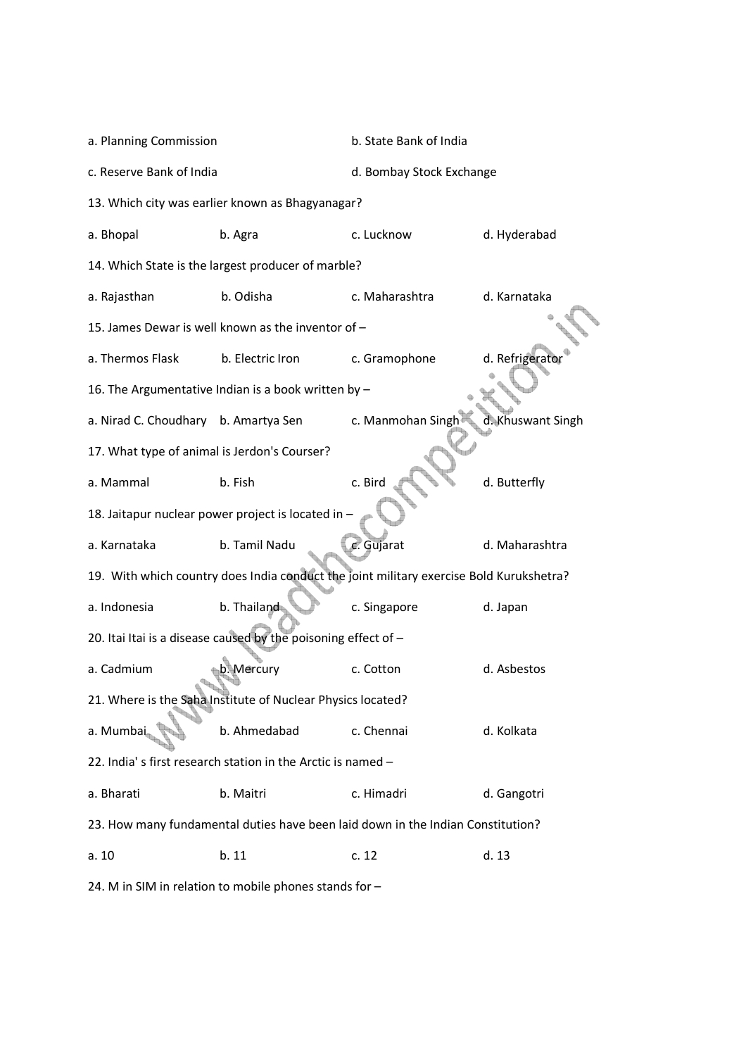a. Planning Commission b. State Bank of India

c. Reserve Bank of India d. Bombay Stock Exchange

13. Which city was earlier known as Bhagyanagar?

a. Bhopal b. Agra c. Lucknow d. Hyderabad

14. Which State is the largest producer of marble?

a. Rajasthan b. Odisha c. Maharashtra d. Karnataka

15. James Dewar is well known as the inventor of –

a. Thermos Flask b. Electric Iron c. Gramophone d. Refrigerator

16. The Argumentative Indian is a book written by –

a. Nirad C. Choudhary b. Amartya Sen c. Manmohan Singh d. Khuswant Singh

17. What type of animal is Jerdon's Courser?

a. Mammal b. Fish c. Bird d. Butterfly

18. Jaitapur nuclear power project is located in –

a. Karnataka b. Tamil Nadu c. Gujarat d. Maharashtra

19. With which country does India conduct the joint military exercise Bold Kurukshetra?

a. Indonesia b. Thailand c. Singapore d. Japan

20. Itai Itai is a disease caused by the poisoning effect of –

a. Cadmium b. Mercury c. Cotton d. Asbestos

21. Where is the Saha Institute of Nuclear Physics located?

a. Mumbai b. Ahmedabad c. Chennai d. Kolkata

22. India' s first research station in the Arctic is named –

a. Bharati b. Maitri c. Himadri d. Gangotri

23. How many fundamental duties have been laid down in the Indian Constitution?

a. 10 b. 11 c. 12 d. 13

24. M in SIM in relation to mobile phones stands for –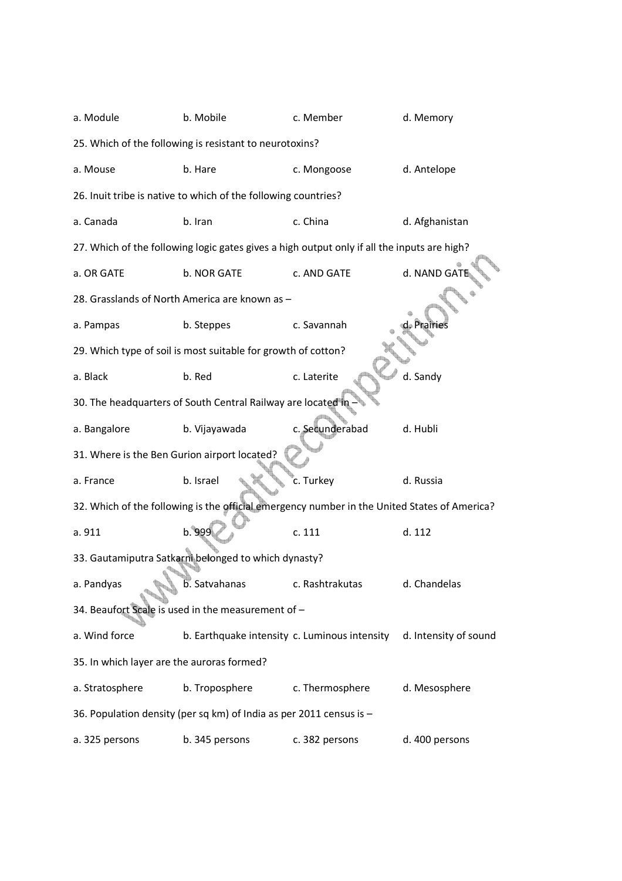a. Module b. Mobile c. Member d. Memory

25. Which of the following is resistant to neurotoxins?

a. Mouse b. Hare c. Mongoose d. Antelope

26. Inuit tribe is native to which of the following countries?

a. Canada b. Iran c. China d. Afghanistan

27. Which of the following logic gates gives a high output only if all the inputs are high?

a. OR GATE b. NOR GATE c. AND GATE d. NAND GATE

28. Grasslands of North America are known as –

a. Pampas b. Steppes c. Savannah d. Prairies

29. Which type of soil is most suitable for growth of cotton?

a. Black b. Red c. Laterite d. Sandy

30. The headquarters of South Central Railway are located in –

a. Bangalore b. Vijayawada c. Secunderabad d. Hubli

31. Where is the Ben Gurion airport located?

a. France b. Israel c. Turkey d. Russia

32. Which of the following is the official emergency number in the United States of America?

a. 911 b. 999 c. 111 d. 112

33. Gautamiputra Satkarni belonged to which dynasty?

a. Pandyas b. Satvahanas c. Rashtrakutas d. Chandelas

34. Beaufort Scale is used in the measurement of –

a. Wind force b. Earthquake intensity c. Luminous intensity d. Intensity of sound

35. In which layer are the auroras formed?

a. Stratosphere b. Troposphere c. Thermosphere d. Mesosphere

36. Population density (per sq km) of India as per 2011 census is –

a. 325 persons b. 345 persons c. 382 persons d. 400 persons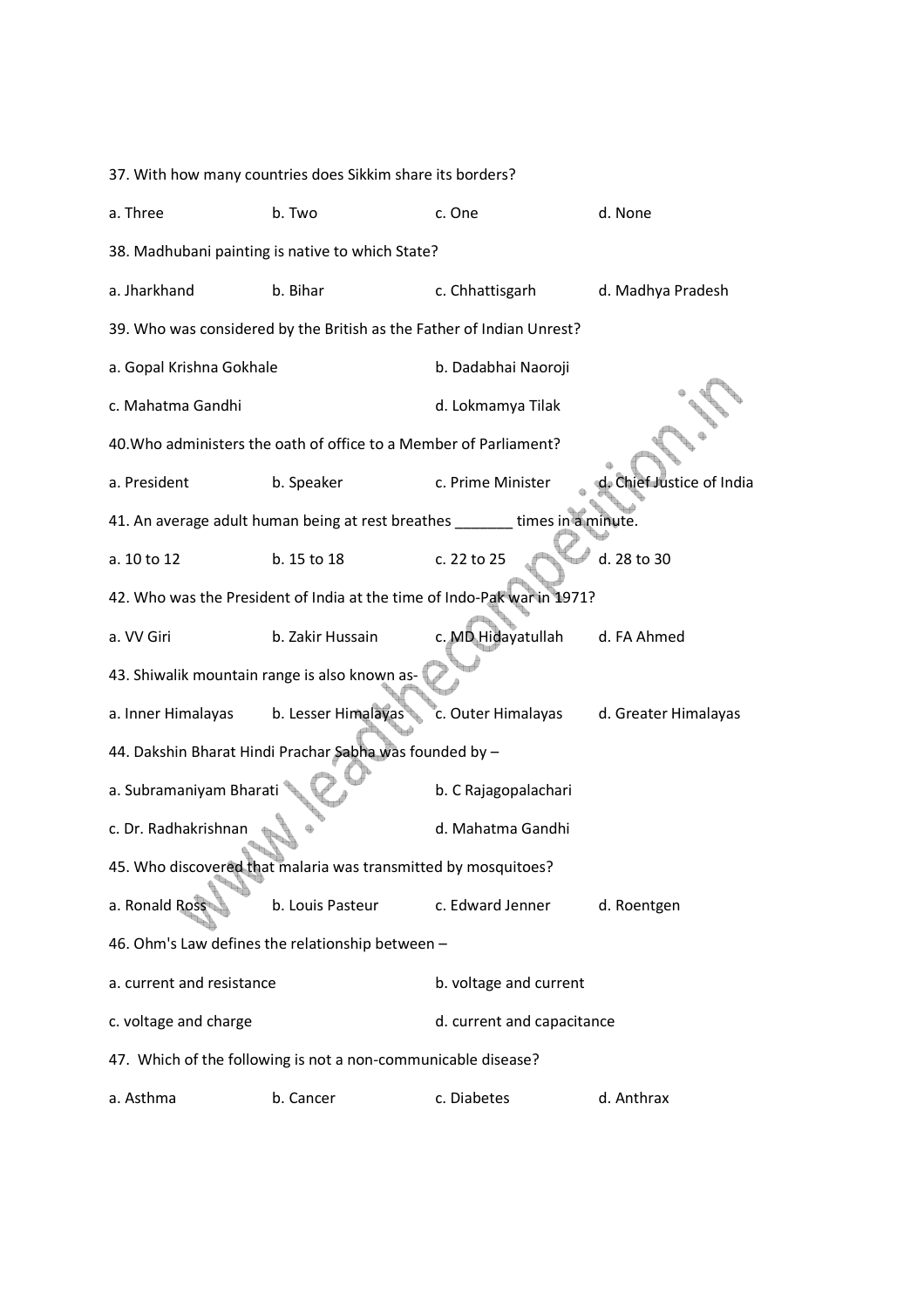37. With how many countries does Sikkim share its borders?

a. Three b. Two c. One d. None

38. Madhubani painting is native to which State?

a. Jharkhand b. Bihar c. Chhattisgarh d. Madhya Pradesh

39. Who was considered by the British as the Father of Indian Unrest?

a. Gopal Krishna Gokhale b. Dadabhai Naoroji

c. Mahatma Gandhi d. Lokmamya Tilak

40.Who administers the oath of office to a Member of Parliament?

a. President b. Speaker c. Prime Minister d. Chief Justice of India

41. An average adult human being at rest breathes _______ times in a minute.

a. 10 to 12 b. 15 to 18 c. 22 to 25 d. 28 to 30

42. Who was the President of India at the time of Indo-Pak war in 1971?

a. VV Giri b. Zakir Hussain c. MD Hidayatullah d. FA Ahmed

43. Shiwalik mountain range is also known as-

a. Inner Himalayas b. Lesser Himalayas c. Outer Himalayas d. Greater Himalayas

44. Dakshin Bharat Hindi Prachar Sabha was founded by –

a. Subramaniyam Bharati b. C Rajagopalachari

c. Dr. Radhakrishnan d. Mahatma Gandhi

45. Who discovered that malaria was transmitted by mosquitoes?

a. Ronald Ross b. Louis Pasteur c. Edward Jenner d. Roentgen

46. Ohm's Law defines the relationship between –

a. current and resistance b. voltage and current

c. voltage and charge d. current and capacitance

47. Which of the following is not a non-communicable disease?

a. Asthma b. Cancer c. Diabetes d. Anthrax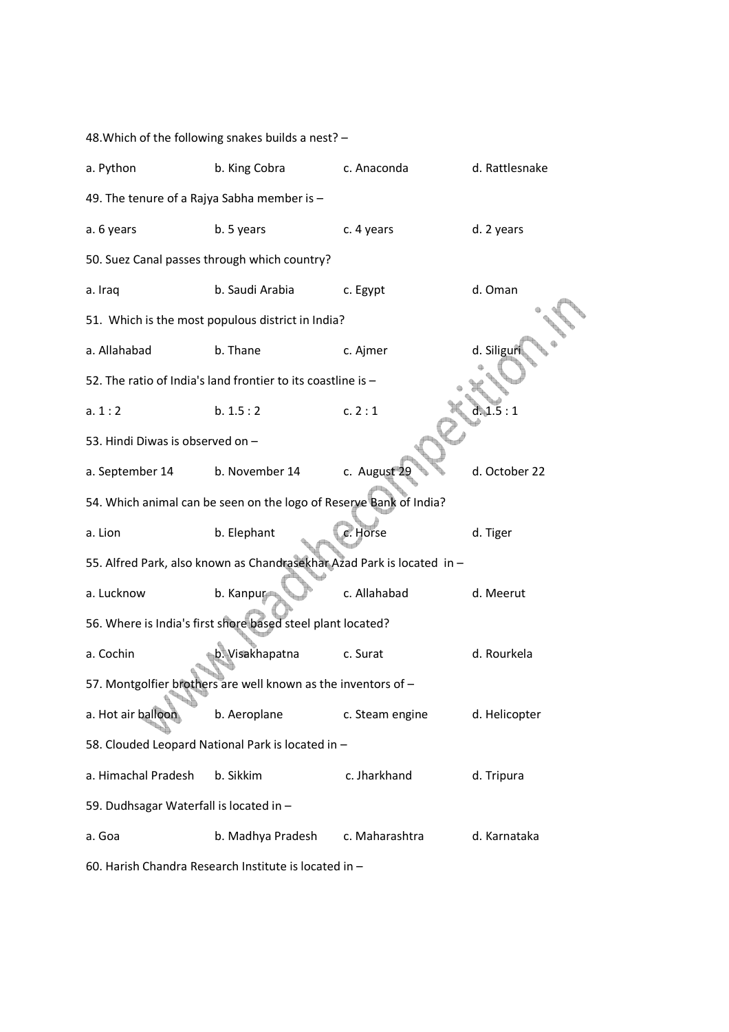48.Which of the following snakes builds a nest? –

a. Python  b. King Cobra  c. Anaconda  d. Rattlesnake

49. The tenure of a Rajya Sabha member is –

a. 6 years  b. 5 years  c. 4 years  d. 2 years

50. Suez Canal passes through which country?

a. Iraq  b. Saudi Arabia  c. Egypt  d. Oman

51. Which is the most populous district in India?

a. Allahabad  b. Thane  c. Ajmer  d. Siliguri

52. The ratio of India's land frontier to its coastline is –

a. 1 : 2  b. 1.5 : 2  c. 2 : 1  d. 1.5 : 1

53. Hindi Diwas is observed on –

a. September 14  b. November 14  c. August 29  d. October 22

54. Which animal can be seen on the logo of Reserve Bank of India?

a. Lion  b. Elephant  c. Horse  d. Tiger

55. Alfred Park, also known as Chandrasekhar Azad Park is located in –

a. Lucknow  b. Kanpur  c. Allahabad  d. Meerut

56. Where is India's first shore based steel plant located?

a. Cochin  b. Visakhapatna  c. Surat  d. Rourkela

57. Montgolfier brothers are well known as the inventors of –

a. Hot air balloon  b. Aeroplane  c. Steam engine  d. Helicopter

58. Clouded Leopard National Park is located in –

a. Himachal Pradesh  b. Sikkim  c. Jharkhand  d. Tripura

59. Dudhsagar Waterfall is located in –

a. Goa  b. Madhya Pradesh  c. Maharashtra  d. Karnataka

60. Harish Chandra Research Institute is located in –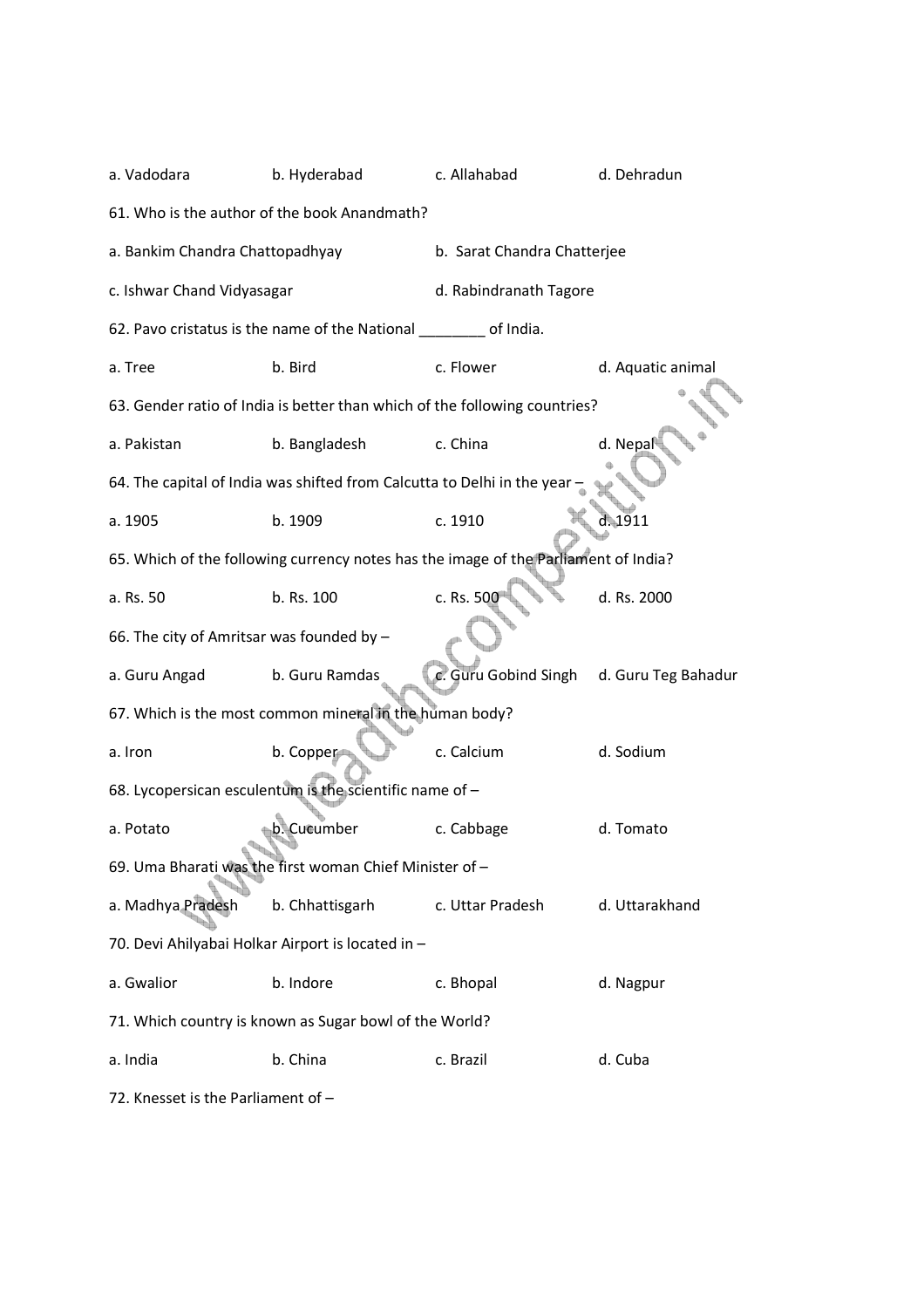a. Vadodara b. Hyderabad c. Allahabad d. Dehradun

61. Who is the author of the book Anandmath?

a. Bankim Chandra Chattopadhyay b. Sarat Chandra Chatterjee

c. Ishwar Chand Vidyasagar d. Rabindranath Tagore

62. Pavo cristatus is the name of the National ________ of India.

a. Tree b. Bird c. Flower d. Aquatic animal

63. Gender ratio of India is better than which of the following countries?

a. Pakistan b. Bangladesh c. China d. Nepal

64. The capital of India was shifted from Calcutta to Delhi in the year –

a. 1905 b. 1909 c. 1910 d. 1911

65. Which of the following currency notes has the image of the Parliament of India?

a. Rs. 50 b. Rs. 100 c. Rs. 500 d. Rs. 2000

66. The city of Amritsar was founded by –

a. Guru Angad b. Guru Ramdas c. Guru Gobind Singh d. Guru Teg Bahadur

67. Which is the most common mineral in the human body?

a. Iron b. Copper c. Calcium d. Sodium

68. Lycopersican esculentum is the scientific name of –

a. Potato b. Cucumber c. Cabbage d. Tomato

69. Uma Bharati was the first woman Chief Minister of –

a. Madhya Pradesh b. Chhattisgarh c. Uttar Pradesh d. Uttarakhand

70. Devi Ahilyabai Holkar Airport is located in –

a. Gwalior b. Indore c. Bhopal d. Nagpur

71. Which country is known as Sugar bowl of the World?

a. India b. China c. Brazil d. Cuba

72. Knesset is the Parliament of –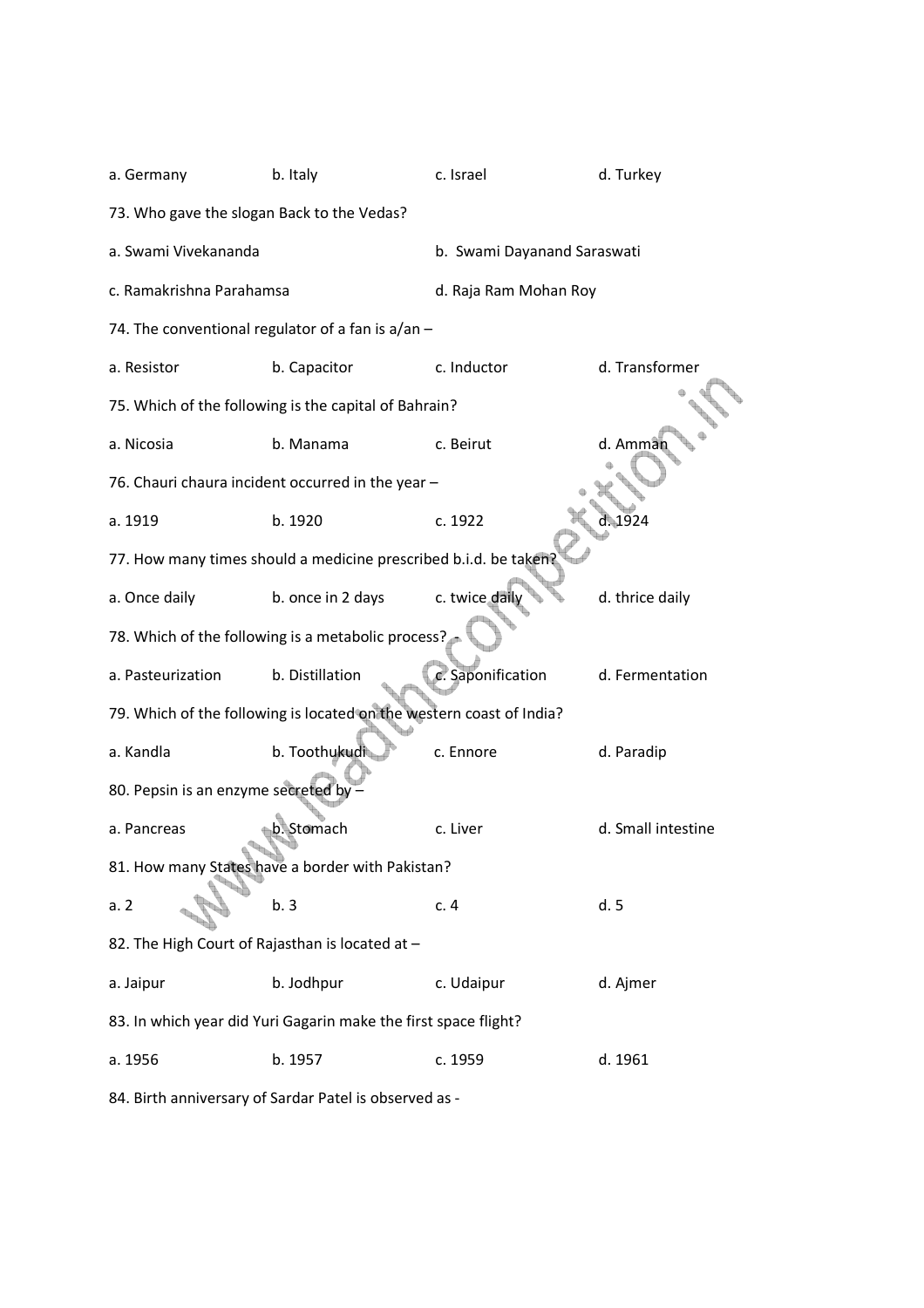a. Germany b. Italy c. Israel d. Turkey

73. Who gave the slogan Back to the Vedas?

a. Swami Vivekananda b. Swami Dayanand Saraswati

c. Ramakrishna Parahamsa d. Raja Ram Mohan Roy

74. The conventional regulator of a fan is a/an –

a. Resistor b. Capacitor c. Inductor d. Transformer

75. Which of the following is the capital of Bahrain?

a. Nicosia b. Manama c. Beirut d. Amman

76. Chauri chaura incident occurred in the year –

a. 1919 b. 1920 c. 1922 d. 1924

77. How many times should a medicine prescribed b.i.d. be taken?

a. Once daily b. once in 2 days c. twice daily d. thrice daily

78. Which of the following is a metabolic process? –

a. Pasteurization b. Distillation c. Saponification d. Fermentation

79. Which of the following is located on the western coast of India?

a. Kandla b. Toothukudi c. Ennore d. Paradip

80. Pepsin is an enzyme secreted by –

a. Pancreas b. Stomach c. Liver d. Small intestine

81. How many States have a border with Pakistan?

a. 2 b. 3 c. 4 d. 5

82. The High Court of Rajasthan is located at –

a. Jaipur b. Jodhpur c. Udaipur d. Ajmer

83. In which year did Yuri Gagarin make the first space flight?

a. 1956 b. 1957 c. 1959 d. 1961

84. Birth anniversary of Sardar Patel is observed as -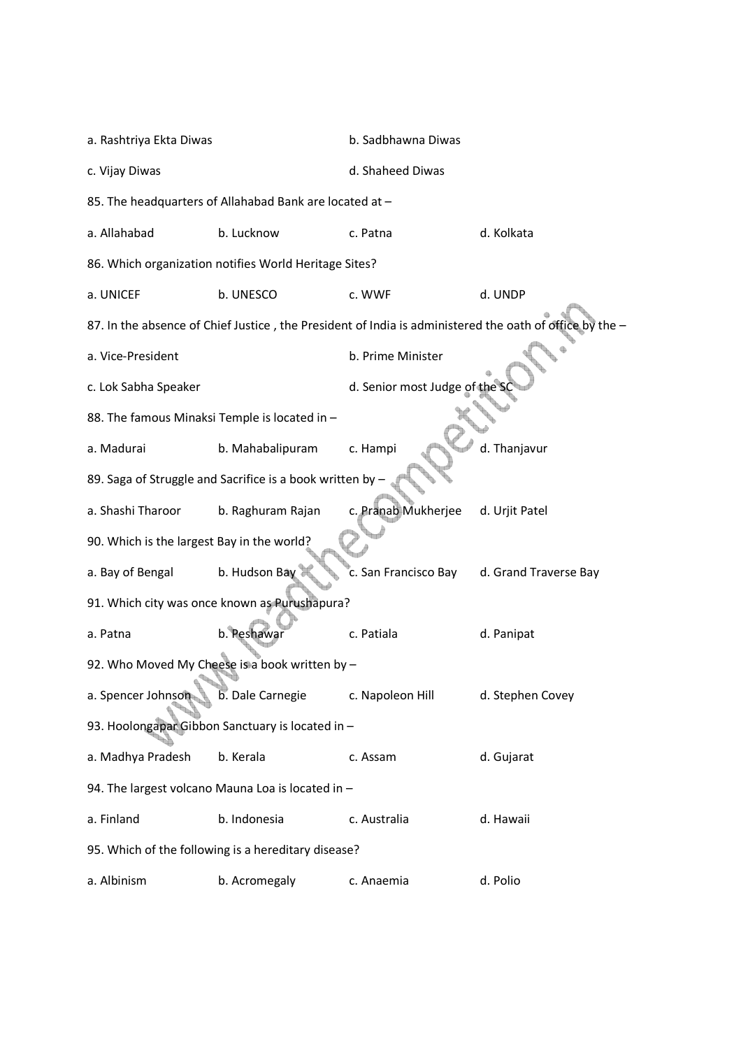a. Rashtriya Ekta Diwas　　b. Sadbhawna Diwas

c. Vijay Diwas　　d. Shaheed Diwas

85. The headquarters of Allahabad Bank are located at –

a. Allahabad　　b. Lucknow　　c. Patna　　d. Kolkata

86. Which organization notifies World Heritage Sites?

a. UNICEF　　b. UNESCO　　c. WWF　　d. UNDP

87. In the absence of Chief Justice , the President of India is administered the oath of office by the –

a. Vice-President　　b. Prime Minister

c. Lok Sabha Speaker　　d. Senior most Judge of the SC

88. The famous Minaksi Temple is located in –

a. Madurai　　b. Mahabalipuram　　c. Hampi　　d. Thanjavur

89. Saga of Struggle and Sacrifice is a book written by –

a. Shashi Tharoor　　b. Raghuram Rajan　　c. Pranab Mukherjee　　d. Urjit Patel

90. Which is the largest Bay in the world?

a. Bay of Bengal　　b. Hudson Bay　　c. San Francisco Bay　　d. Grand Traverse Bay

91. Which city was once known as Purushapura?

a. Patna　　b. Peshawar　　c. Patiala　　d. Panipat

92. Who Moved My Cheese is a book written by –

a. Spencer Johnson　　b. Dale Carnegie　　c. Napoleon Hill　　d. Stephen Covey

93. Hoolongapar Gibbon Sanctuary is located in –

a. Madhya Pradesh　　b. Kerala　　c. Assam　　d. Gujarat

94. The largest volcano Mauna Loa is located in –

a. Finland　　b. Indonesia　　c. Australia　　d. Hawaii

95. Which of the following is a hereditary disease?

a. Albinism　　b. Acromegaly　　c. Anaemia　　d. Polio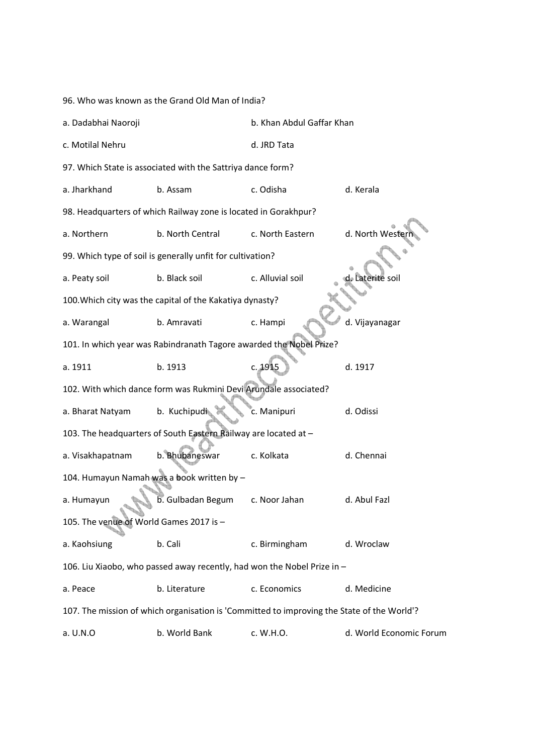96. Who was known as the Grand Old Man of India?

a. Dadabhai Naoroji b. Khan Abdul Gaffar Khan

c. Motilal Nehru d. JRD Tata

97. Which State is associated with the Sattriya dance form?

a. Jharkhand b. Assam c. Odisha d. Kerala

98. Headquarters of which Railway zone is located in Gorakhpur?

a. Northern b. North Central c. North Eastern d. North Western

99. Which type of soil is generally unfit for cultivation?

a. Peaty soil b. Black soil c. Alluvial soil d. Laterite soil

100.Which city was the capital of the Kakatiya dynasty?

a. Warangal b. Amravati c. Hampi d. Vijayanagar

101. In which year was Rabindranath Tagore awarded the Nobel Prize?

a. 1911 b. 1913 c. 1915 d. 1917

102. With which dance form was Rukmini Devi Arundale associated?

a. Bharat Natyam b. Kuchipudi c. Manipuri d. Odissi

103. The headquarters of South Eastern Railway are located at –

a. Visakhapatnam b. Bhubaneswar c. Kolkata d. Chennai

104. Humayun Namah was a book written by –

a. Humayun b. Gulbadan Begum c. Noor Jahan d. Abul Fazl

105. The venue of World Games 2017 is –

a. Kaohsiung b. Cali c. Birmingham d. Wroclaw

106. Liu Xiaobo, who passed away recently, had won the Nobel Prize in –

a. Peace b. Literature c. Economics d. Medicine

107. The mission of which organisation is 'Committed to improving the State of the World'?

a. U.N.O b. World Bank c. W.H.O. d. World Economic Forum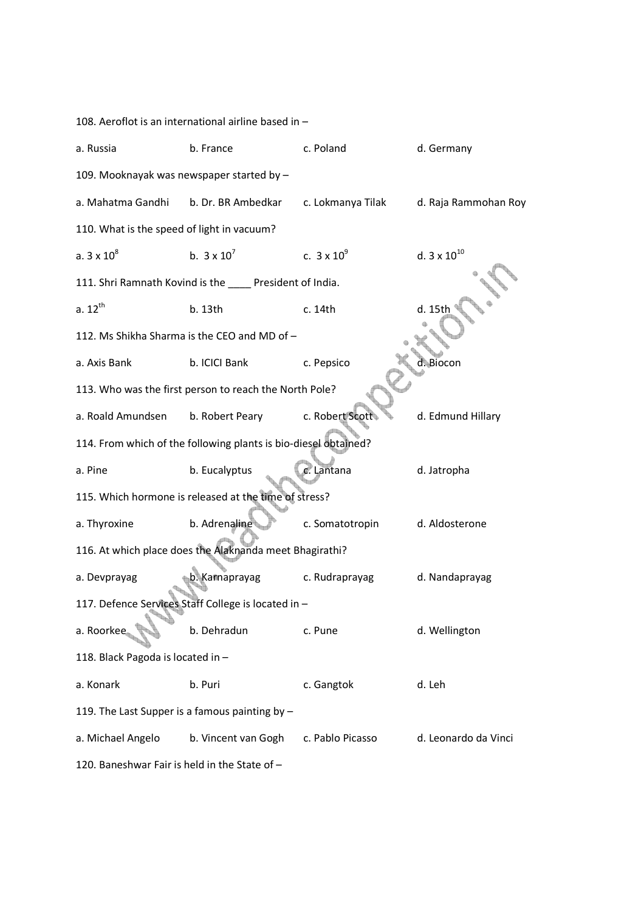108. Aeroflot is an international airline based in –

a. Russia b. France c. Poland d. Germany

109. Mooknayak was newspaper started by –

a. Mahatma Gandhi b. Dr. BR Ambedkar c. Lokmanya Tilak d. Raja Rammohan Roy

110. What is the speed of light in vacuum?

a. $3 \times 10^8$ b. $3 \times 10^7$ c. $3 \times 10^9$ d. $3 \times 10^{10}$

111. Shri Ramnath Kovind is the ____ President of India.

a. 12th b. 13th c. 14th d. 15th

112. Ms Shikha Sharma is the CEO and MD of –

a. Axis Bank b. ICICI Bank c. Pepsico d. Biocon

113. Who was the first person to reach the North Pole?

a. Roald Amundsen b. Robert Peary c. Robert Scott d. Edmund Hillary

114. From which of the following plants is bio-diesel obtained?

a. Pine b. Eucalyptus c. Lantana d. Jatropha

115. Which hormone is released at the time of stress?

a. Thyroxine b. Adrenaline c. Somatotropin d. Aldosterone

116. At which place does the Alaknanda meet Bhagirathi?

a. Devprayag b. Karnaprayag c. Rudraprayag d. Nandaprayag

117. Defence Services Staff College is located in –

a. Roorkee b. Dehradun c. Pune d. Wellington

118. Black Pagoda is located in –

a. Konark b. Puri c. Gangtok d. Leh

119. The Last Supper is a famous painting by –

a. Michael Angelo b. Vincent van Gogh c. Pablo Picasso d. Leonardo da Vinci

120. Baneshwar Fair is held in the State of –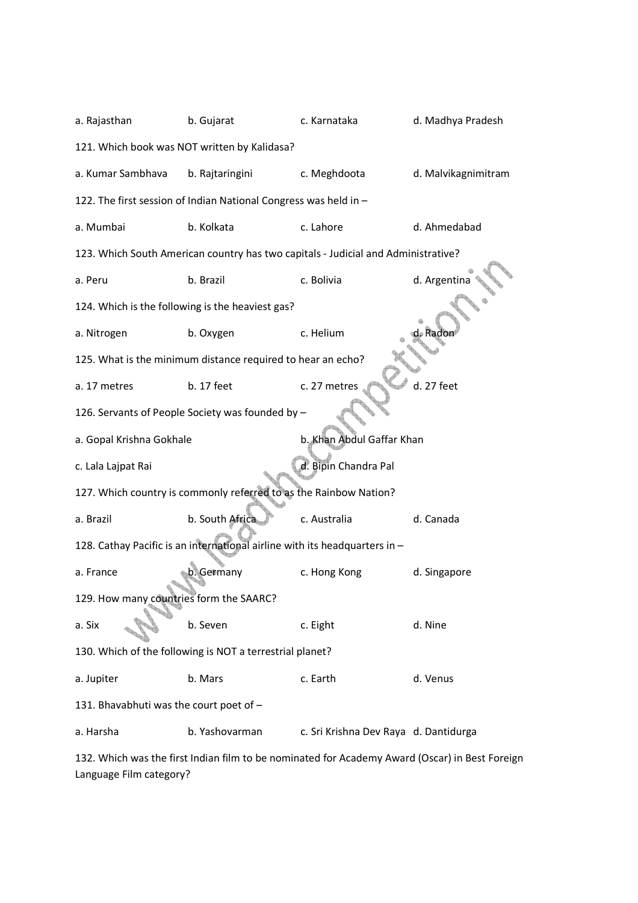a. Rajasthan b. Gujarat c. Karnataka d. Madhya Pradesh

121. Which book was NOT written by Kalidasa?

a. Kumar Sambhava b. Rajtaringini c. Meghdoota d. Malvikagnimitram

122. The first session of Indian National Congress was held in –

a. Mumbai b. Kolkata c. Lahore d. Ahmedabad

123. Which South American country has two capitals - Judicial and Administrative?

a. Peru b. Brazil c. Bolivia d. Argentina

124. Which is the following is the heaviest gas?

a. Nitrogen b. Oxygen c. Helium d. Radon

125. What is the minimum distance required to hear an echo?

a. 17 metres b. 17 feet c. 27 metres d. 27 feet

126. Servants of People Society was founded by –

a. Gopal Krishna Gokhale b. Khan Abdul Gaffar Khan

c. Lala Lajpat Rai d. Bipin Chandra Pal

127. Which country is commonly referred to as the Rainbow Nation?

a. Brazil b. South Africa c. Australia d. Canada

128. Cathay Pacific is an international airline with its headquarters in –

a. France b. Germany c. Hong Kong d. Singapore

129. How many countries form the SAARC?

a. Six b. Seven c. Eight d. Nine

130. Which of the following is NOT a terrestrial planet?

a. Jupiter b. Mars c. Earth d. Venus

131. Bhavabhuti was the court poet of –

a. Harsha b. Yashovarman c. Sri Krishna Dev Raya d. Dantidurga

132. Which was the first Indian film to be nominated for Academy Award (Oscar) in Best Foreign Language Film category?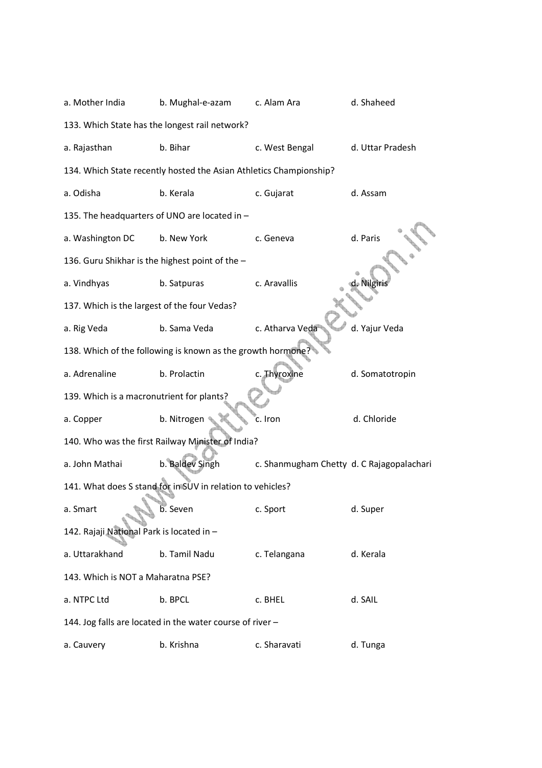a. Mother India b. Mughal-e-azam c. Alam Ara d. Shaheed

133. Which State has the longest rail network?

a. Rajasthan b. Bihar c. West Bengal d. Uttar Pradesh

134. Which State recently hosted the Asian Athletics Championship?

a. Odisha b. Kerala c. Gujarat d. Assam

135. The headquarters of UNO are located in –

a. Washington DC b. New York c. Geneva d. Paris

136. Guru Shikhar is the highest point of the –

a. Vindhyas b. Satpuras c. Aravallis d. Nilgiris

137. Which is the largest of the four Vedas?

a. Rig Veda b. Sama Veda c. Atharva Veda d. Yajur Veda

138. Which of the following is known as the growth hormone?

a. Adrenaline b. Prolactin c. Thyroxine d. Somatotropin

139. Which is a macronutrient for plants?

a. Copper b. Nitrogen c. Iron d. Chloride

140. Who was the first Railway Minister of India?

a. John Mathai b. Baldev Singh c. Shanmugham Chetty d. C Rajagopalachari

141. What does S stand for in SUV in relation to vehicles?

a. Smart b. Seven c. Sport d. Super

142. Rajaji National Park is located in –

a. Uttarakhand b. Tamil Nadu c. Telangana d. Kerala

143. Which is NOT a Maharatna PSE?

a. NTPC Ltd b. BPCL c. BHEL d. SAIL

144. Jog falls are located in the water course of river –

a. Cauvery b. Krishna c. Sharavati d. Tunga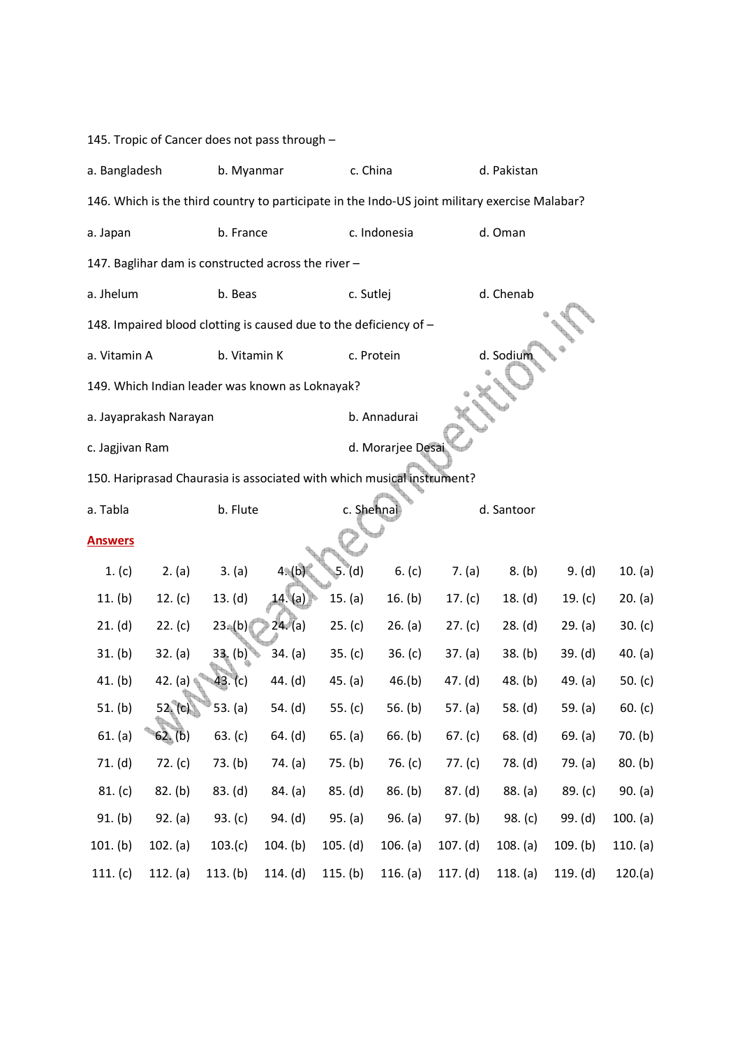145. Tropic of Cancer does not pass through –

a. Bangladesh b. Myanmar c. China d. Pakistan

146. Which is the third country to participate in the Indo-US joint military exercise Malabar?

a. Japan b. France c. Indonesia d. Oman

147. Baglihar dam is constructed across the river –

a. Jhelum b. Beas c. Sutlej d. Chenab

148. Impaired blood clotting is caused due to the deficiency of –

a. Vitamin A b. Vitamin K c. Protein d. Sodium

149. Which Indian leader was known as Loknayak?

a. Jayaprakash Narayan b. Annadurai

c. Jagjivan Ram d. Morarjee Desai

150. Hariprasad Chaurasia is associated with which musical instrument?

a. Tabla b. Flute c. Shehnai d. Santoor

**Answers**

| | | | | | | | | | |
|---|---|---|---|---|---|---|---|---|---|
| 1. (c) | 2. (a) | 3. (a) | 4. (b) | 5. (d) | 6. (c) | 7. (a) | 8. (b) | 9. (d) | 10. (a) |
| 11. (b) | 12. (c) | 13. (d) | 14. (a) | 15. (a) | 16. (b) | 17. (c) | 18. (d) | 19. (c) | 20. (a) |
| 21. (d) | 22. (c) | 23. (b) | 24. (a) | 25. (c) | 26. (a) | 27. (c) | 28. (d) | 29. (a) | 30. (c) |
| 31. (b) | 32. (a) | 33. (b) | 34. (a) | 35. (c) | 36. (c) | 37. (a) | 38. (b) | 39. (d) | 40. (a) |
| 41. (b) | 42. (a) | 43. (c) | 44. (d) | 45. (a) | 46.(b) | 47. (d) | 48. (b) | 49. (a) | 50. (c) |
| 51. (b) | 52. (c) | 53. (a) | 54. (d) | 55. (c) | 56. (b) | 57. (a) | 58. (d) | 59. (a) | 60. (c) |
| 61. (a) | 62. (b) | 63. (c) | 64. (d) | 65. (a) | 66. (b) | 67. (c) | 68. (d) | 69. (a) | 70. (b) |
| 71. (d) | 72. (c) | 73. (b) | 74. (a) | 75. (b) | 76. (c) | 77. (c) | 78. (d) | 79. (a) | 80. (b) |
| 81. (c) | 82. (b) | 83. (d) | 84. (a) | 85. (d) | 86. (b) | 87. (d) | 88. (a) | 89. (c) | 90. (a) |
| 91. (b) | 92. (a) | 93. (c) | 94. (d) | 95. (a) | 96. (a) | 97. (b) | 98. (c) | 99. (d) | 100. (a) |
| 101. (b) | 102. (a) | 103.(c) | 104. (b) | 105. (d) | 106. (a) | 107. (d) | 108. (a) | 109. (b) | 110. (a) |
| 111. (c) | 112. (a) | 113. (b) | 114. (d) | 115. (b) | 116. (a) | 117. (d) | 118. (a) | 119. (d) | 120.(a) |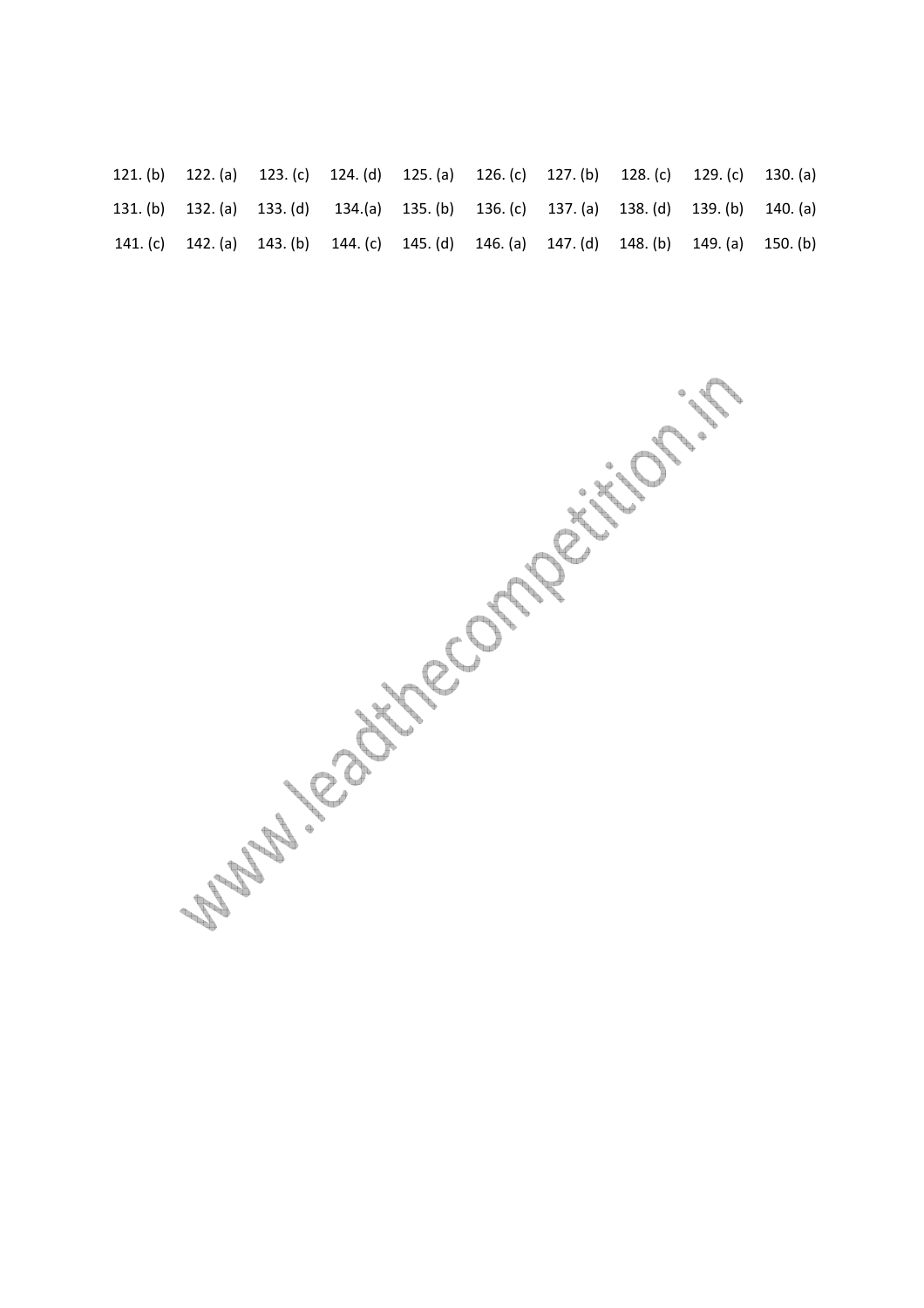| | | | | | | | | | |
|---|---|---|---|---|---|---|---|---|---|
| 121. (b) | 122. (a) | 123. (c) | 124. (d) | 125. (a) | 126. (c) | 127. (b) | 128. (c) | 129. (c) | 130. (a) |
| 131. (b) | 132. (a) | 133. (d) | 134.(a) | 135. (b) | 136. (c) | 137. (a) | 138. (d) | 139. (b) | 140. (a) |
| 141. (c) | 142. (a) | 143. (b) | 144. (c) | 145. (d) | 146. (a) | 147. (d) | 148. (b) | 149. (a) | 150. (b) |